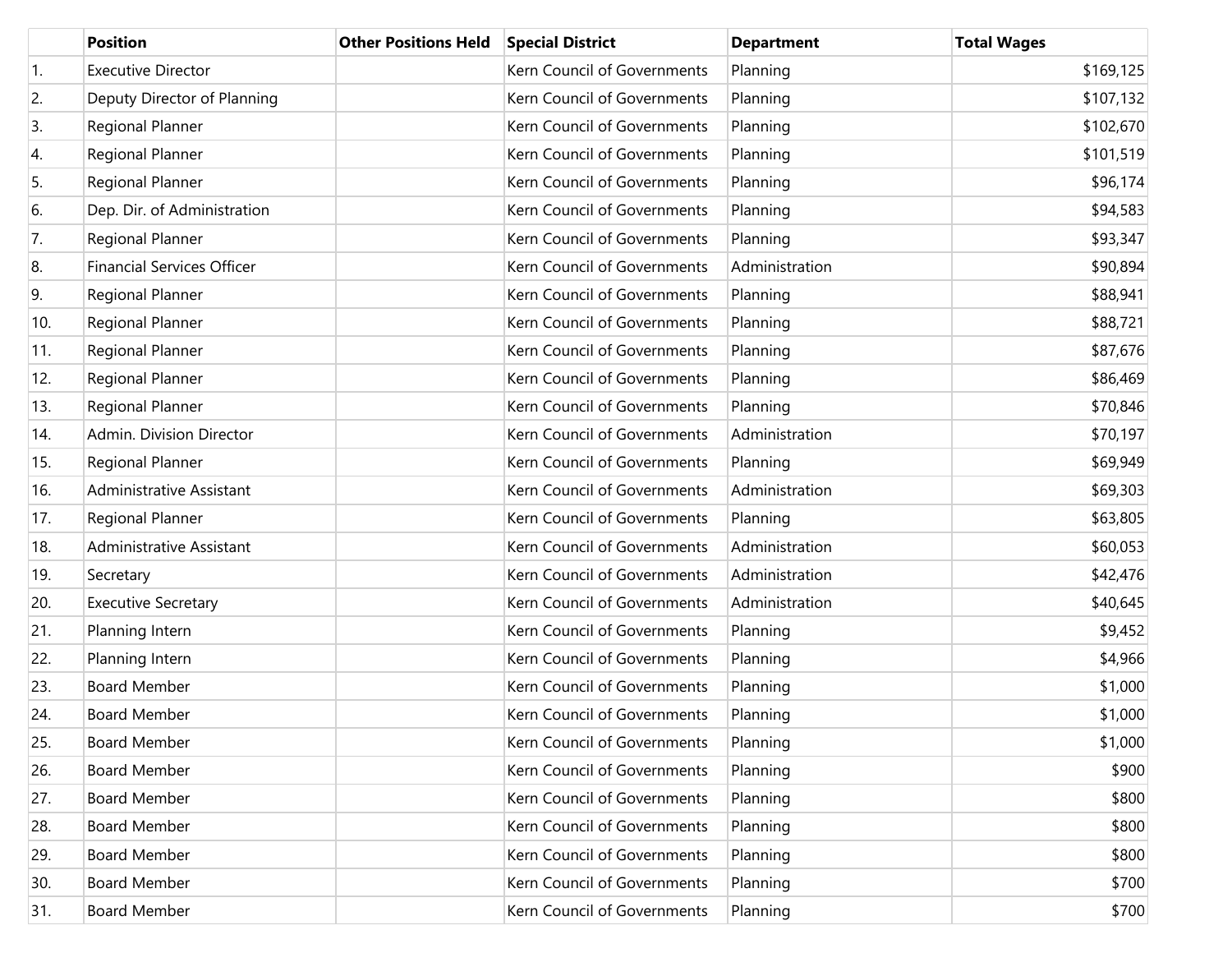| | Position | Other Positions Held | Special District | Department | Total Wages |
|---|---|---|---|---|---|
| 1. | Executive Director | | Kern Council of Governments | Planning | $169,125 |
| 2. | Deputy Director of Planning | | Kern Council of Governments | Planning | $107,132 |
| 3. | Regional Planner | | Kern Council of Governments | Planning | $102,670 |
| 4. | Regional Planner | | Kern Council of Governments | Planning | $101,519 |
| 5. | Regional Planner | | Kern Council of Governments | Planning | $96,174 |
| 6. | Dep. Dir. of Administration | | Kern Council of Governments | Planning | $94,583 |
| 7. | Regional Planner | | Kern Council of Governments | Planning | $93,347 |
| 8. | Financial Services Officer | | Kern Council of Governments | Administration | $90,894 |
| 9. | Regional Planner | | Kern Council of Governments | Planning | $88,941 |
| 10. | Regional Planner | | Kern Council of Governments | Planning | $88,721 |
| 11. | Regional Planner | | Kern Council of Governments | Planning | $87,676 |
| 12. | Regional Planner | | Kern Council of Governments | Planning | $86,469 |
| 13. | Regional Planner | | Kern Council of Governments | Planning | $70,846 |
| 14. | Admin. Division Director | | Kern Council of Governments | Administration | $70,197 |
| 15. | Regional Planner | | Kern Council of Governments | Planning | $69,949 |
| 16. | Administrative Assistant | | Kern Council of Governments | Administration | $69,303 |
| 17. | Regional Planner | | Kern Council of Governments | Planning | $63,805 |
| 18. | Administrative Assistant | | Kern Council of Governments | Administration | $60,053 |
| 19. | Secretary | | Kern Council of Governments | Administration | $42,476 |
| 20. | Executive Secretary | | Kern Council of Governments | Administration | $40,645 |
| 21. | Planning Intern | | Kern Council of Governments | Planning | $9,452 |
| 22. | Planning Intern | | Kern Council of Governments | Planning | $4,966 |
| 23. | Board Member | | Kern Council of Governments | Planning | $1,000 |
| 24. | Board Member | | Kern Council of Governments | Planning | $1,000 |
| 25. | Board Member | | Kern Council of Governments | Planning | $1,000 |
| 26. | Board Member | | Kern Council of Governments | Planning | $900 |
| 27. | Board Member | | Kern Council of Governments | Planning | $800 |
| 28. | Board Member | | Kern Council of Governments | Planning | $800 |
| 29. | Board Member | | Kern Council of Governments | Planning | $800 |
| 30. | Board Member | | Kern Council of Governments | Planning | $700 |
| 31. | Board Member | | Kern Council of Governments | Planning | $700 |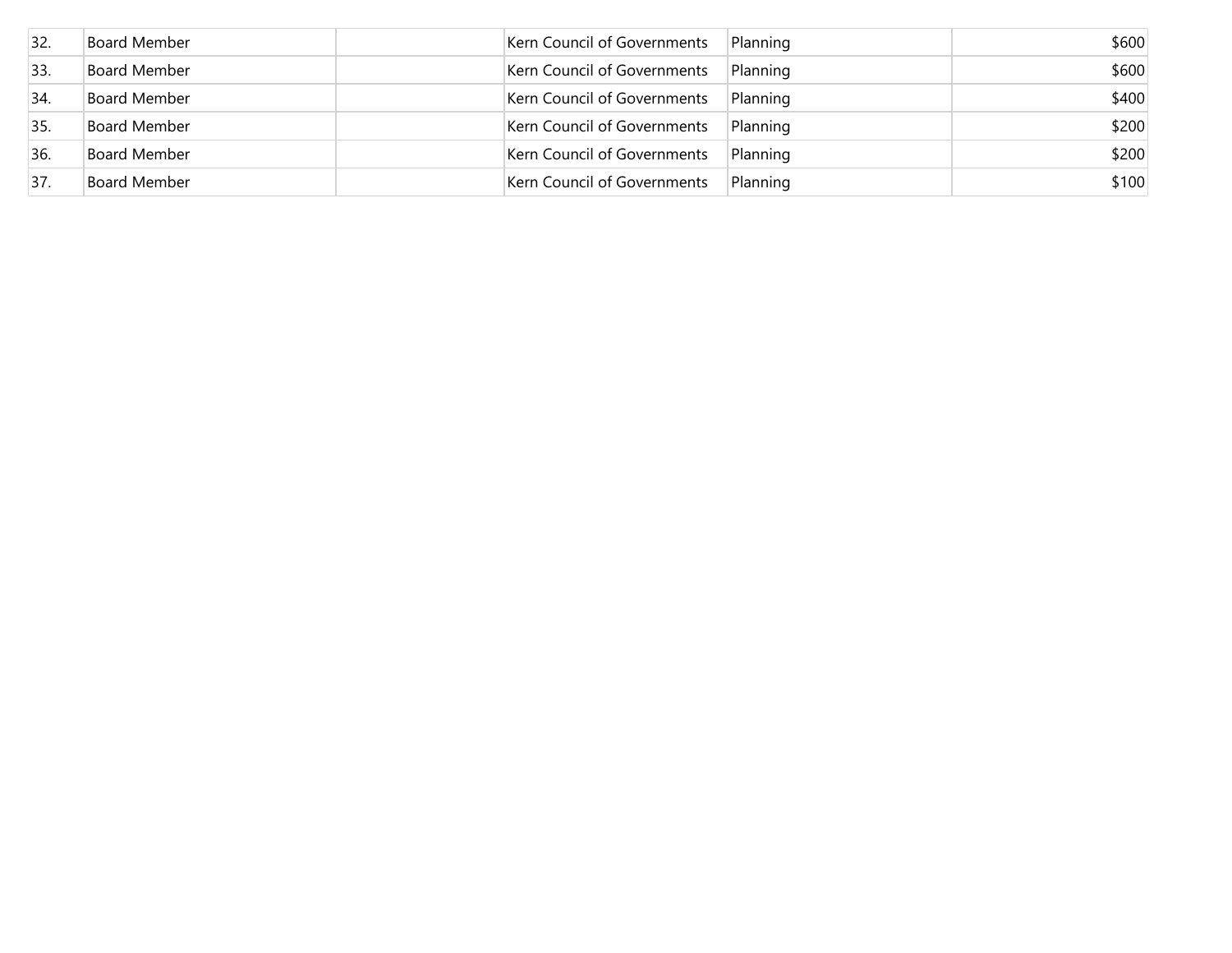| | | | | | |
|---|---|---|---|---|---|
| 32. | Board Member | | Kern Council of Governments | Planning | $600 |
| 33. | Board Member | | Kern Council of Governments | Planning | $600 |
| 34. | Board Member | | Kern Council of Governments | Planning | $400 |
| 35. | Board Member | | Kern Council of Governments | Planning | $200 |
| 36. | Board Member | | Kern Council of Governments | Planning | $200 |
| 37. | Board Member | | Kern Council of Governments | Planning | $100 |